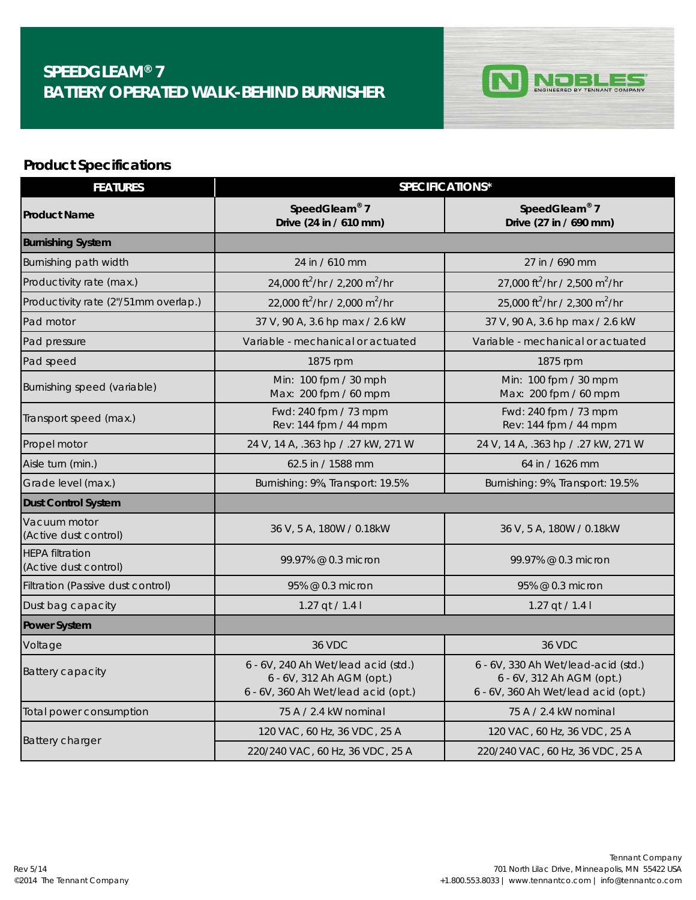# SPEEDGLEAM® 7
## BATTERY OPERATED WALK-BEHIND BURNISHER

NOBLES ENGINEERED BY TENNANT COMPANY

## Product Specifications

| FEATURES | SPECIFICATIONS* | |
|---|---|---|
| **Product Name** | **SpeedGleam® 7 Drive (24 in / 610 mm)** | **SpeedGleam® 7 Drive (27 in / 690 mm)** |
| **Burnishing System** | | |
| Burnishing path width | 24 in / 610 mm | 27 in / 690 mm |
| Productivity rate (max.) | 24,000 $ft^2$/hr / 2,200 $m^2$/hr | 27,000 $ft^2$/hr / 2,500 $m^2$/hr |
| Productivity rate (2"/51mm overlap.) | 22,000 $ft^2$/hr / 2,000 $m^2$/hr | 25,000 $ft^2$/hr / 2,300 $m^2$/hr |
| Pad motor | 37 V, 90 A, 3.6 hp max / 2.6 kW | 37 V, 90 A, 3.6 hp max / 2.6 kW |
| Pad pressure | Variable - mechanical or actuated | Variable - mechanical or actuated |
| Pad speed | 1875 rpm | 1875 rpm |
| Burnishing speed (variable) | Min: 100 fpm / 30 mph<br>Max: 200 fpm / 60 mpm | Min: 100 fpm / 30 mpm<br>Max: 200 fpm / 60 mpm |
| Transport speed (max.) | Fwd: 240 fpm / 73 mpm<br>Rev: 144 fpm / 44 mpm | Fwd: 240 fpm / 73 mpm<br>Rev: 144 fpm / 44 mpm |
| Propel motor | 24 V, 14 A, .363 hp / .27 kW, 271 W | 24 V, 14 A, .363 hp / .27 kW, 271 W |
| Aisle turn (min.) | 62.5 in / 1588 mm | 64 in / 1626 mm |
| Grade level (max.) | Burnishing: 9%, Transport: 19.5% | Burnishing: 9%, Transport: 19.5% |
| **Dust Control System** | | |
| Vacuum motor (Active dust control) | 36 V, 5 A, 180W / 0.18kW | 36 V, 5 A, 180W / 0.18kW |
| HEPA filtration (Active dust control) | 99.97% @ 0.3 micron | 99.97% @ 0.3 micron |
| Filtration (Passive dust control) | 95% @ 0.3 micron | 95% @ 0.3 micron |
| Dust bag capacity | 1.27 qt / 1.4 l | 1.27 qt / 1.4 l |
| **Power System** | | |
| Voltage | 36 VDC | 36 VDC |
| Battery capacity | 6 - 6V, 240 Ah Wet/lead acid (std.)<br>6 - 6V, 312 Ah AGM (opt.)<br>6 - 6V, 360 Ah Wet/lead acid (opt.) | 6 - 6V, 330 Ah Wet/lead-acid (std.)<br>6 - 6V, 312 Ah AGM (opt.)<br>6 - 6V, 360 Ah Wet/lead acid (opt.) |
| Total power consumption | 75 A / 2.4 kW nominal | 75 A / 2.4 kW nominal |
| Battery charger | 120 VAC, 60 Hz, 36 VDC, 25 A | 120 VAC, 60 Hz, 36 VDC, 25 A |
| | 220/240 VAC, 60 Hz, 36 VDC, 25 A | 220/240 VAC, 60 Hz, 36 VDC, 25 A |

Rev 5/14
©2014 The Tennant Company

Tennant Company
701 North Lilac Drive, Minneapolis, MN 55422 USA
+1.800.553.8033 | www.tennantco.com | info@tennantco.com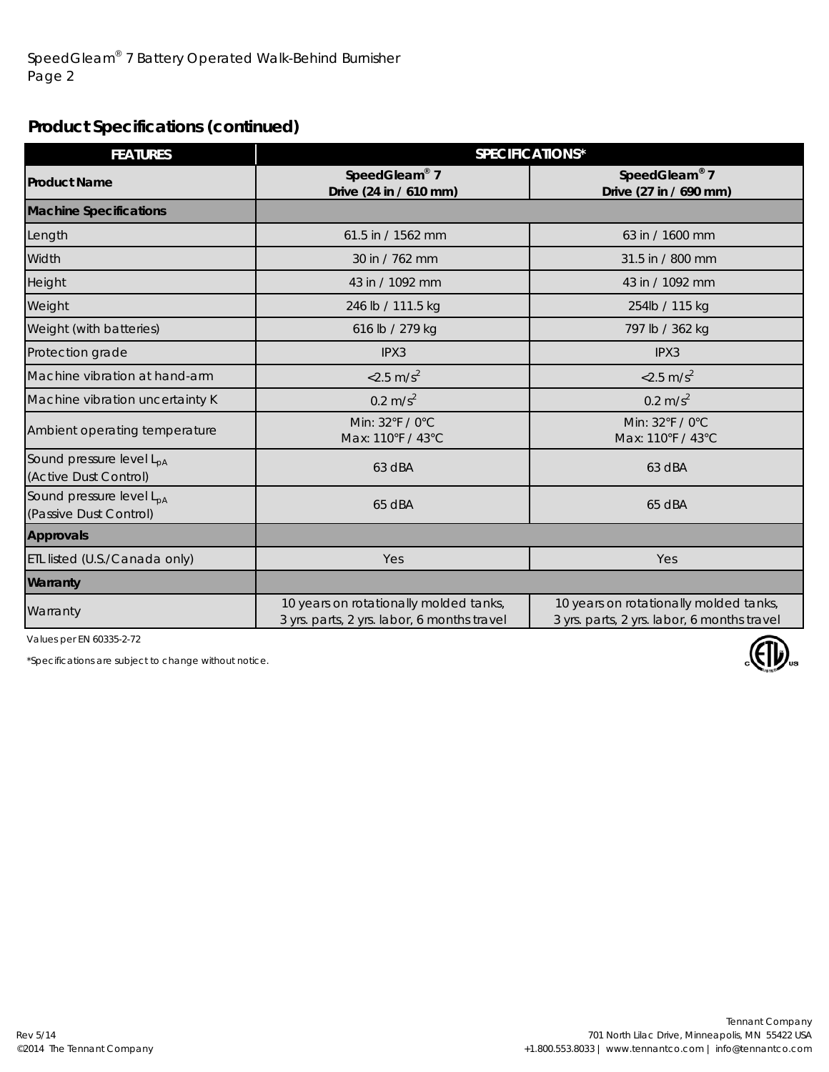## Product Specifications (continued)

| FEATURES | SPECIFICATIONS* | |
|---|---|---|
| **Product Name** | **SpeedGleam® 7 Drive (24 in / 610 mm)** | **SpeedGleam® 7 Drive (27 in / 690 mm)** |
| **Machine Specifications** | | |
| Length | 61.5 in / 1562 mm | 63 in / 1600 mm |
| Width | 30 in / 762 mm | 31.5 in / 800 mm |
| Height | 43 in / 1092 mm | 43 in / 1092 mm |
| Weight | 246 lb / 111.5 kg | 254lb / 115 kg |
| Weight (with batteries) | 616 lb / 279 kg | 797 lb / 362 kg |
| Protection grade | IPX3 | IPX3 |
| Machine vibration at hand-arm | <2.5 $m/s^2$ | <2.5 $m/s^2$ |
| Machine vibration uncertainty K | 0.2 $m/s^2$ | 0.2 $m/s^2$ |
| Ambient operating temperature | Min: 32°F / 0°C Max: 110°F / 43°C | Min: 32°F / 0°C Max: 110°F / 43°C |
| Sound pressure level $L_{pA}$ (Active Dust Control) | 63 dBA | 63 dBA |
| Sound pressure level $L_{pA}$ (Passive Dust Control) | 65 dBA | 65 dBA |
| **Approvals** | | |
| ETL listed (U.S./Canada only) | Yes | Yes |
| **Warranty** | | |
| Warranty | 10 years on rotationally molded tanks, 3 yrs. parts, 2 yrs. labor, 6 months travel | 10 years on rotationally molded tanks, 3 yrs. parts, 2 yrs. labor, 6 months travel |

Values per EN 60335-2-72

*Specifications are subject to change without notice.

Rev 5/14

©2014 The Tennant Company

Tennant Company
701 North Lilac Drive, Minneapolis, MN 55422 USA
+1.800.553.8033 | www.tennantco.com | info@tennantco.com